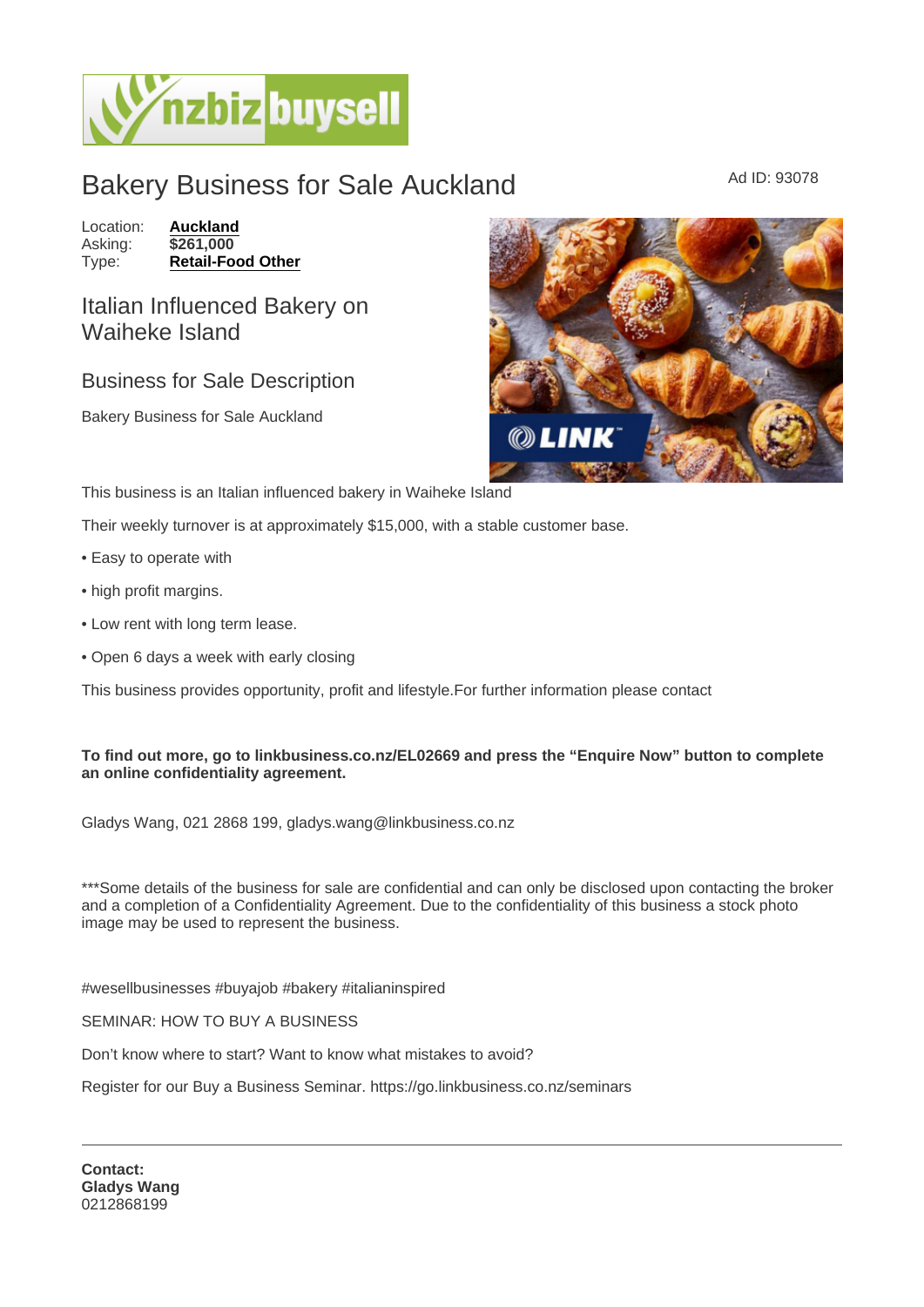# Bakery Business for Sale Auckland

Ad ID: 93078

Location: **Auckland**
Asking: **$261,000**
Type: **Retail-Food Other**

## Italian Influenced Bakery on Waiheke Island

## Business for Sale Description

Bakery Business for Sale Auckland

This business is an Italian influenced bakery in Waiheke Island

Their weekly turnover is at approximately $15,000, with a stable customer base.

• Easy to operate with

• high profit margins.

• Low rent with long term lease.

• Open 6 days a week with early closing

This business provides opportunity, profit and lifestyle.For further information please contact

**To find out more, go to linkbusiness.co.nz/EL02669 and press the "Enquire Now" button to complete an online confidentiality agreement.**

Gladys Wang, 021 2868 199, gladys.wang@linkbusiness.co.nz

***Some details of the business for sale are confidential and can only be disclosed upon contacting the broker and a completion of a Confidentiality Agreement. Due to the confidentiality of this business a stock photo image may be used to represent the business.

#wesellbusinesses #buyajob #bakery #italianinspired

SEMINAR: HOW TO BUY A BUSINESS

Don't know where to start? Want to know what mistakes to avoid?

Register for our Buy a Business Seminar. https://go.linkbusiness.co.nz/seminars

---

**Contact:**
**Gladys Wang**
0212868199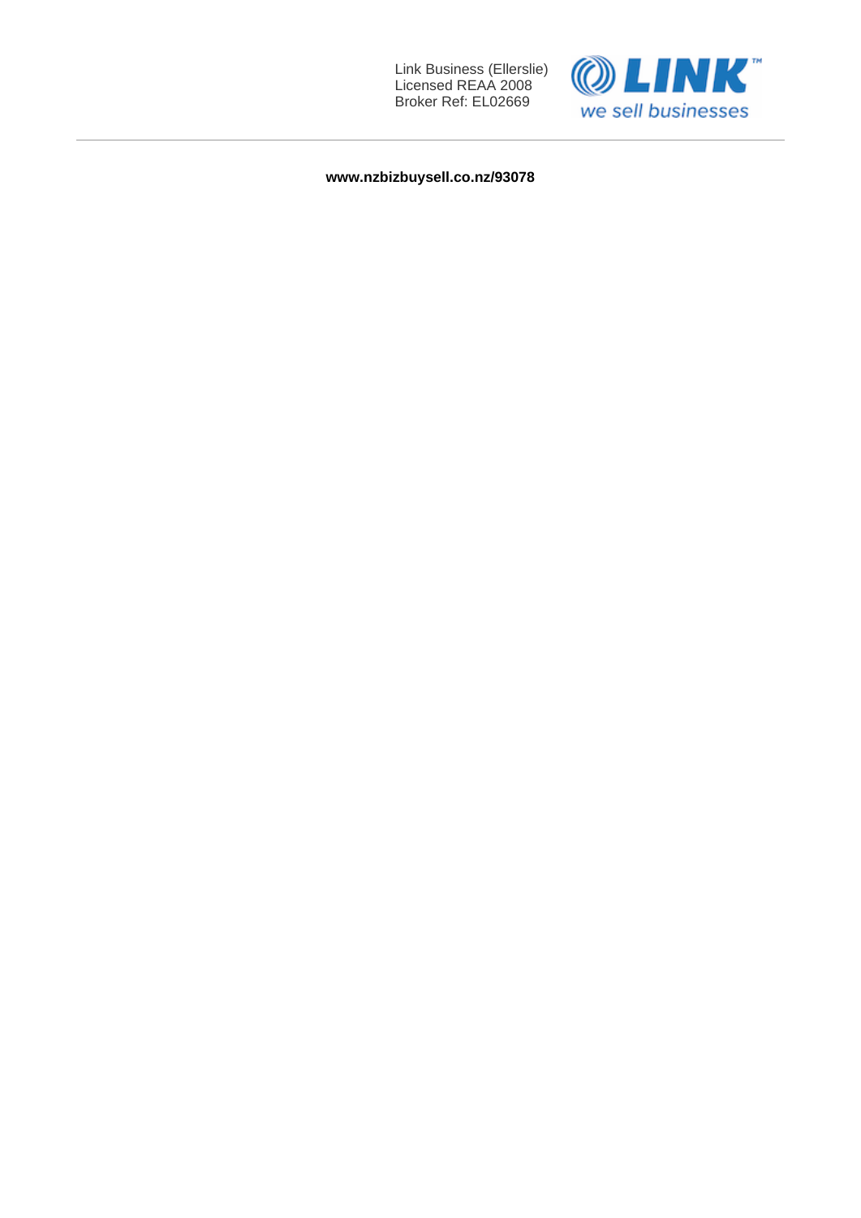**www.nzbizbuysell.co.nz/93078**